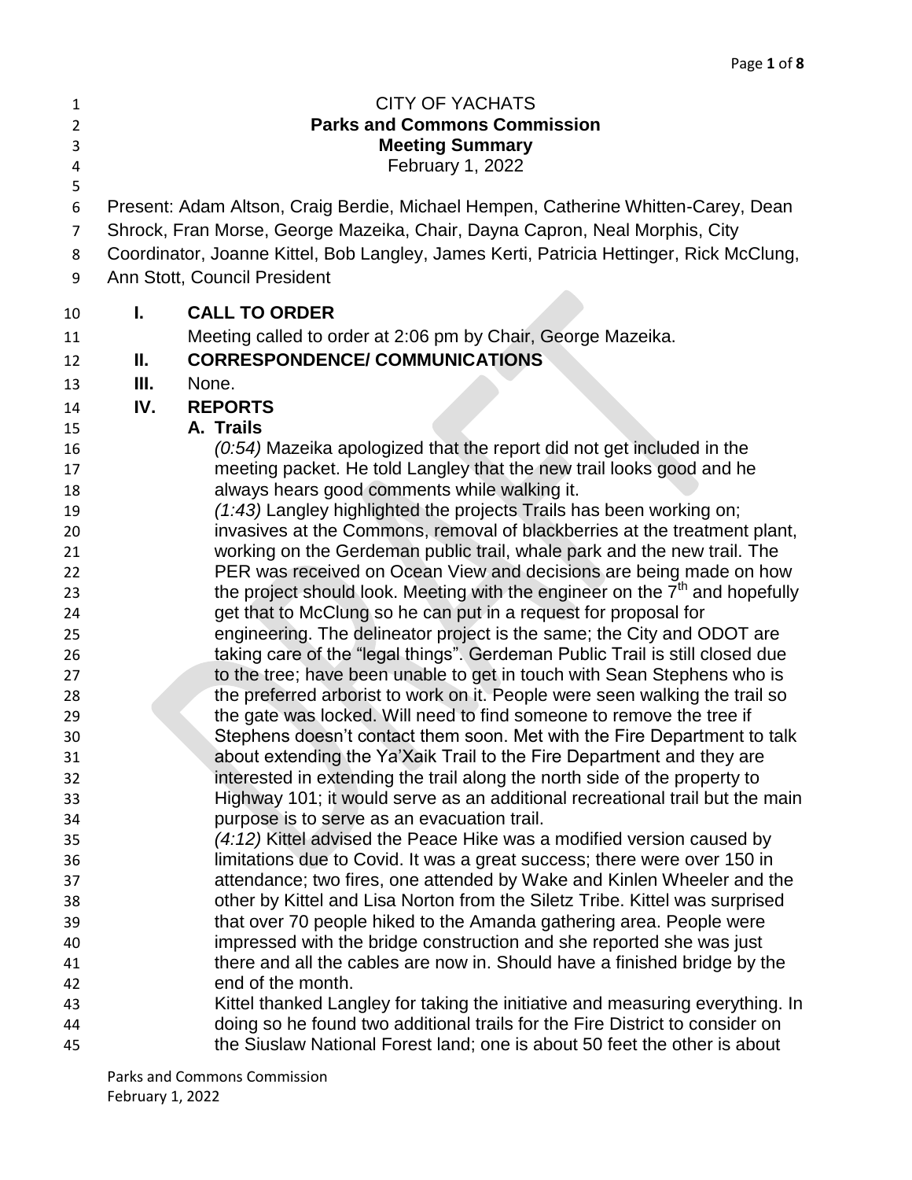# CITY OF YACHATS

## Parks and Commons Commission

## Meeting Summary

February 1, 2022

Present: Adam Altson, Craig Berdie, Michael Hempen, Catherine Whitten-Carey, Dean Shrock, Fran Morse, George Mazeika, Chair, Dayna Capron, Neal Morphis, City Coordinator, Joanne Kittel, Bob Langley, James Kerti, Patricia Hettinger, Rick McClung, Ann Stott, Council President

**I. CALL TO ORDER**

Meeting called to order at 2:06 pm by Chair, George Mazeika.

**II. CORRESPONDENCE/ COMMUNICATIONS**

**III.** None.

**IV. REPORTS**

**A. Trails**

*(0:54)* Mazeika apologized that the report did not get included in the meeting packet. He told Langley that the new trail looks good and he always hears good comments while walking it.

*(1:43)* Langley highlighted the projects Trails has been working on; invasives at the Commons, removal of blackberries at the treatment plant, working on the Gerdeman public trail, whale park and the new trail. The PER was received on Ocean View and decisions are being made on how the project should look. Meeting with the engineer on the 7th and hopefully get that to McClung so he can put in a request for proposal for engineering. The delineator project is the same; the City and ODOT are taking care of the "legal things". Gerdeman Public Trail is still closed due to the tree; have been unable to get in touch with Sean Stephens who is the preferred arborist to work on it. People were seen walking the trail so the gate was locked. Will need to find someone to remove the tree if Stephens doesn't contact them soon. Met with the Fire Department to talk about extending the Ya'Xaik Trail to the Fire Department and they are interested in extending the trail along the north side of the property to Highway 101; it would serve as an additional recreational trail but the main purpose is to serve as an evacuation trail.

*(4:12)* Kittel advised the Peace Hike was a modified version caused by limitations due to Covid. It was a great success; there were over 150 in attendance; two fires, one attended by Wake and Kinlen Wheeler and the other by Kittel and Lisa Norton from the Siletz Tribe. Kittel was surprised that over 70 people hiked to the Amanda gathering area. People were impressed with the bridge construction and she reported she was just there and all the cables are now in. Should have a finished bridge by the end of the month.

Kittel thanked Langley for taking the initiative and measuring everything. In doing so he found two additional trails for the Fire District to consider on the Siuslaw National Forest land; one is about 50 feet the other is about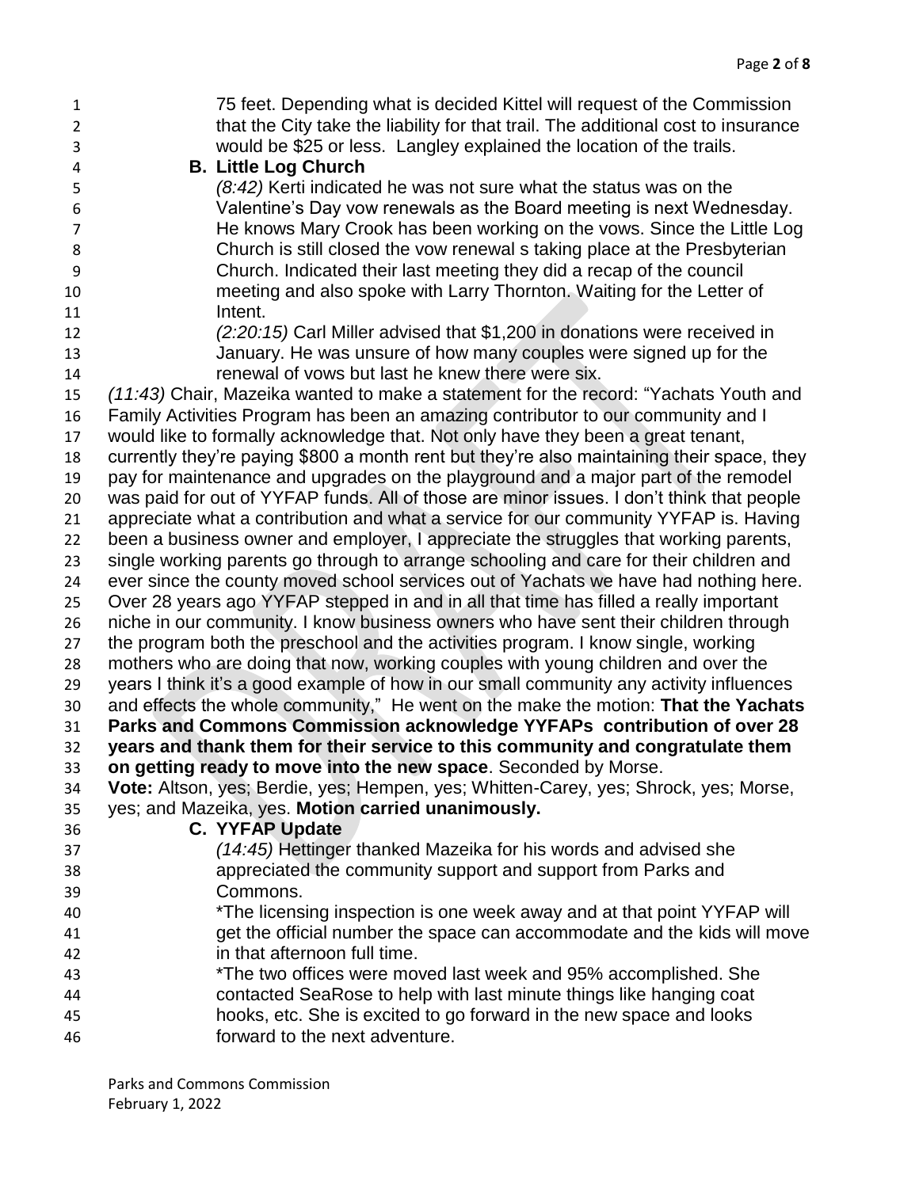75 feet. Depending what is decided Kittel will request of the Commission that the City take the liability for that trail. The additional cost to insurance would be $25 or less. Langley explained the location of the trails.

**B. Little Log Church**

*(8:42)* Kerti indicated he was not sure what the status was on the Valentine's Day vow renewals as the Board meeting is next Wednesday. He knows Mary Crook has been working on the vows. Since the Little Log Church is still closed the vow renewal s taking place at the Presbyterian Church. Indicated their last meeting they did a recap of the council meeting and also spoke with Larry Thornton. Waiting for the Letter of Intent.

*(2:20:15)* Carl Miller advised that $1,200 in donations were received in January. He was unsure of how many couples were signed up for the renewal of vows but last he knew there were six.

*(11:43)* Chair, Mazeika wanted to make a statement for the record: "Yachats Youth and Family Activities Program has been an amazing contributor to our community and I would like to formally acknowledge that. Not only have they been a great tenant, currently they're paying $800 a month rent but they're also maintaining their space, they pay for maintenance and upgrades on the playground and a major part of the remodel was paid for out of YYFAP funds. All of those are minor issues. I don't think that people appreciate what a contribution and what a service for our community YYFAP is. Having been a business owner and employer, I appreciate the struggles that working parents, single working parents go through to arrange schooling and care for their children and ever since the county moved school services out of Yachats we have had nothing here. Over 28 years ago YYFAP stepped in and in all that time has filled a really important niche in our community. I know business owners who have sent their children through the program both the preschool and the activities program. I know single, working mothers who are doing that now, working couples with young children and over the years I think it's a good example of how in our small community any activity influences and effects the whole community," He went on the make the motion: **That the Yachats Parks and Commons Commission acknowledge YYFAPs contribution of over 28 years and thank them for their service to this community and congratulate them on getting ready to move into the new space**. Seconded by Morse.

**Vote:** Altson, yes; Berdie, yes; Hempen, yes; Whitten-Carey, yes; Shrock, yes; Morse, yes; and Mazeika, yes. **Motion carried unanimously.**

**C. YYFAP Update**

*(14:45)* Hettinger thanked Mazeika for his words and advised she appreciated the community support and support from Parks and Commons.

*The licensing inspection is one week away and at that point YYFAP will get the official number the space can accommodate and the kids will move in that afternoon full time.

*The two offices were moved last week and 95% accomplished. She contacted SeaRose to help with last minute things like hanging coat hooks, etc. She is excited to go forward in the new space and looks forward to the next adventure.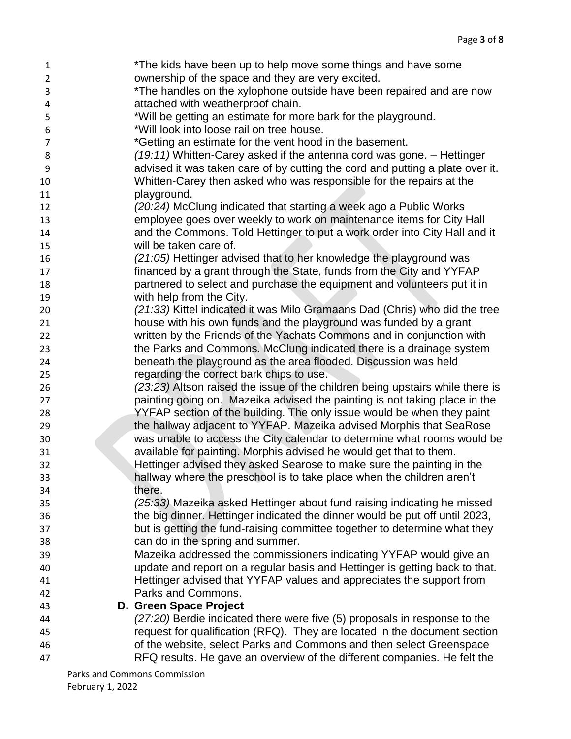*The kids have been up to help move some things and have some ownership of the space and they are very excited.
*The handles on the xylophone outside have been repaired and are now attached with weatherproof chain.
*Will be getting an estimate for more bark for the playground.
*Will look into loose rail on tree house.
*Getting an estimate for the vent hood in the basement.

*(19:11)* Whitten-Carey asked if the antenna cord was gone. – Hettinger advised it was taken care of by cutting the cord and putting a plate over it. Whitten-Carey then asked who was responsible for the repairs at the playground.

*(20:24)* McClung indicated that starting a week ago a Public Works employee goes over weekly to work on maintenance items for City Hall and the Commons. Told Hettinger to put a work order into City Hall and it will be taken care of.

*(21:05)* Hettinger advised that to her knowledge the playground was financed by a grant through the State, funds from the City and YYFAP partnered to select and purchase the equipment and volunteers put it in with help from the City.

*(21:33)* Kittel indicated it was Milo Gramaans Dad (Chris) who did the tree house with his own funds and the playground was funded by a grant written by the Friends of the Yachats Commons and in conjunction with the Parks and Commons. McClung indicated there is a drainage system beneath the playground as the area flooded. Discussion was held regarding the correct bark chips to use.

*(23:23)* Altson raised the issue of the children being upstairs while there is painting going on. Mazeika advised the painting is not taking place in the YYFAP section of the building. The only issue would be when they paint the hallway adjacent to YYFAP. Mazeika advised Morphis that SeaRose was unable to access the City calendar to determine what rooms would be available for painting. Morphis advised he would get that to them. Hettinger advised they asked Searose to make sure the painting in the hallway where the preschool is to take place when the children aren't there.

*(25:33)* Mazeika asked Hettinger about fund raising indicating he missed the big dinner. Hettinger indicated the dinner would be put off until 2023, but is getting the fund-raising committee together to determine what they can do in the spring and summer.

Mazeika addressed the commissioners indicating YYFAP would give an update and report on a regular basis and Hettinger is getting back to that. Hettinger advised that YYFAP values and appreciates the support from Parks and Commons.

**D. Green Space Project**

*(27:20)* Berdie indicated there were five (5) proposals in response to the request for qualification (RFQ). They are located in the document section of the website, select Parks and Commons and then select Greenspace RFQ results. He gave an overview of the different companies. He felt the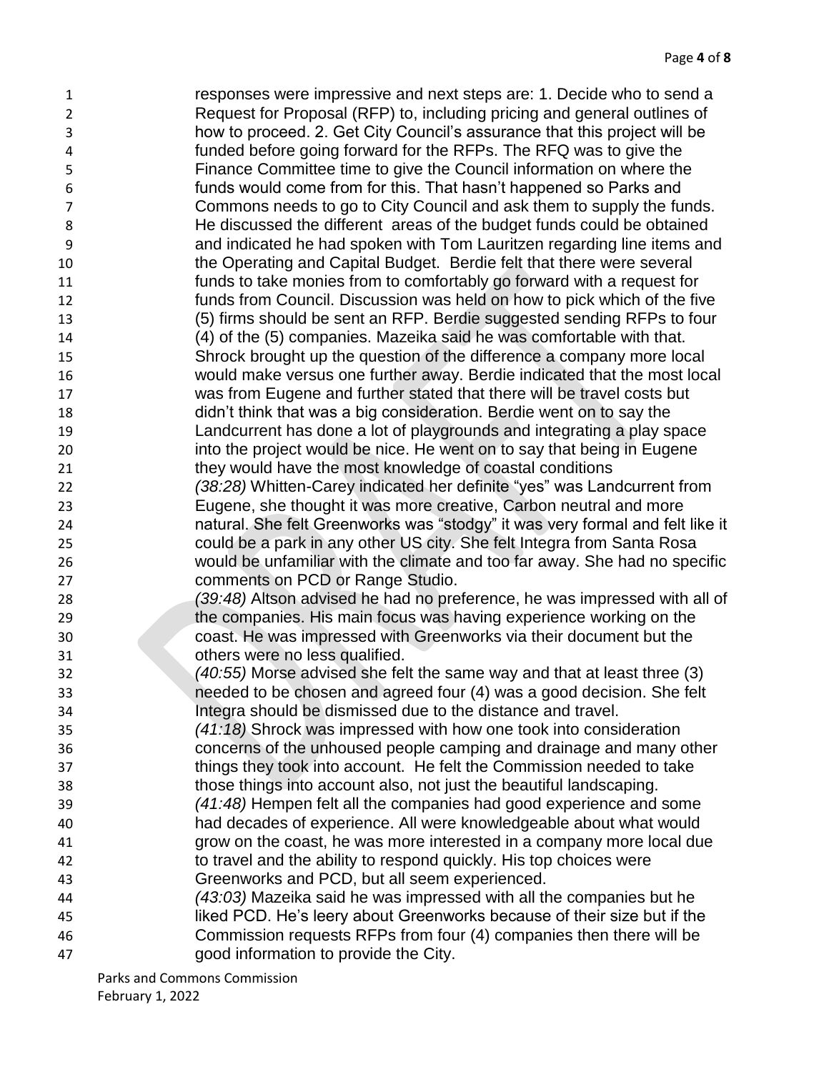responses were impressive and next steps are: 1. Decide who to send a Request for Proposal (RFP) to, including pricing and general outlines of how to proceed. 2. Get City Council's assurance that this project will be funded before going forward for the RFPs. The RFQ was to give the Finance Committee time to give the Council information on where the funds would come from for this. That hasn't happened so Parks and Commons needs to go to City Council and ask them to supply the funds. He discussed the different areas of the budget funds could be obtained and indicated he had spoken with Tom Lauritzen regarding line items and the Operating and Capital Budget. Berdie felt that there were several funds to take monies from to comfortably go forward with a request for funds from Council. Discussion was held on how to pick which of the five (5) firms should be sent an RFP. Berdie suggested sending RFPs to four (4) of the (5) companies. Mazeika said he was comfortable with that. Shrock brought up the question of the difference a company more local would make versus one further away. Berdie indicated that the most local was from Eugene and further stated that there will be travel costs but didn't think that was a big consideration. Berdie went on to say the Landcurrent has done a lot of playgrounds and integrating a play space into the project would be nice. He went on to say that being in Eugene they would have the most knowledge of coastal conditions

*(38:28)* Whitten-Carey indicated her definite "yes" was Landcurrent from Eugene, she thought it was more creative, Carbon neutral and more natural. She felt Greenworks was "stodgy" it was very formal and felt like it could be a park in any other US city. She felt Integra from Santa Rosa would be unfamiliar with the climate and too far away. She had no specific comments on PCD or Range Studio.

*(39:48)* Altson advised he had no preference, he was impressed with all of the companies. His main focus was having experience working on the coast. He was impressed with Greenworks via their document but the others were no less qualified.

*(40:55)* Morse advised she felt the same way and that at least three (3) needed to be chosen and agreed four (4) was a good decision. She felt Integra should be dismissed due to the distance and travel.

*(41:18)* Shrock was impressed with how one took into consideration concerns of the unhoused people camping and drainage and many other things they took into account. He felt the Commission needed to take those things into account also, not just the beautiful landscaping.

*(41:48)* Hempen felt all the companies had good experience and some had decades of experience. All were knowledgeable about what would grow on the coast, he was more interested in a company more local due to travel and the ability to respond quickly. His top choices were Greenworks and PCD, but all seem experienced.

*(43:03)* Mazeika said he was impressed with all the companies but he liked PCD. He's leery about Greenworks because of their size but if the Commission requests RFPs from four (4) companies then there will be good information to provide the City.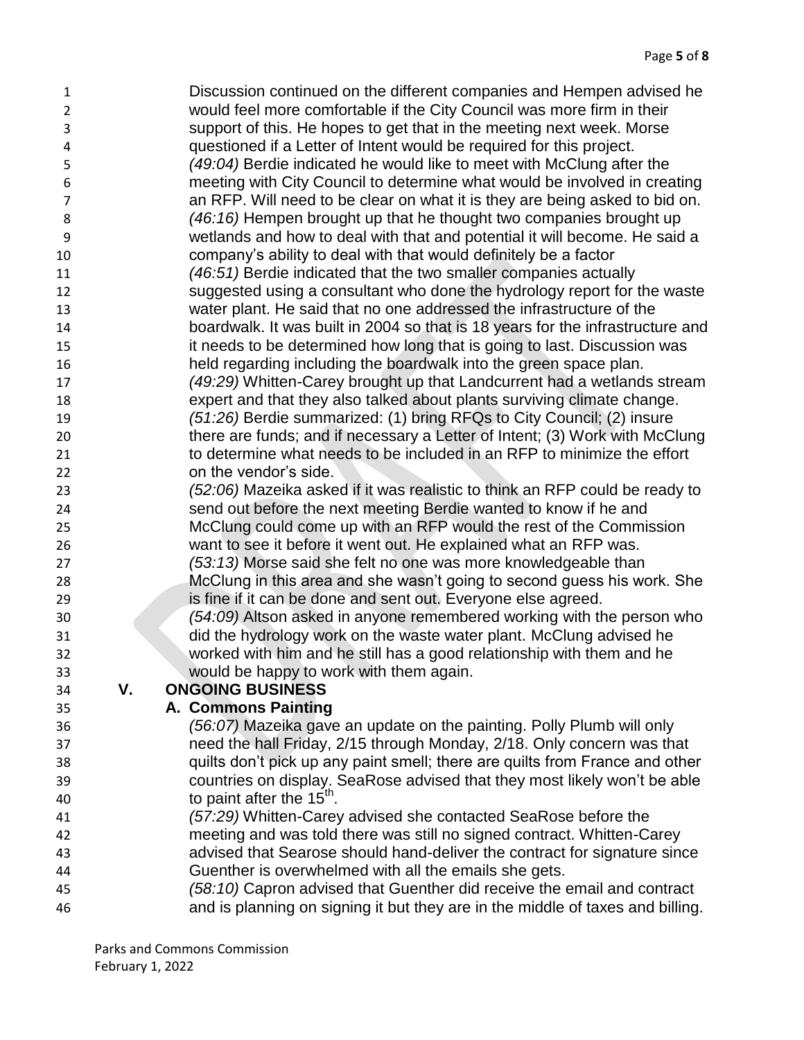Discussion continued on the different companies and Hempen advised he would feel more comfortable if the City Council was more firm in their support of this. He hopes to get that in the meeting next week. Morse questioned if a Letter of Intent would be required for this project.

*(49:04)* Berdie indicated he would like to meet with McClung after the meeting with City Council to determine what would be involved in creating an RFP. Will need to be clear on what it is they are being asked to bid on.

*(46:16)* Hempen brought up that he thought two companies brought up wetlands and how to deal with that and potential it will become. He said a company's ability to deal with that would definitely be a factor

*(46:51)* Berdie indicated that the two smaller companies actually suggested using a consultant who done the hydrology report for the waste water plant. He said that no one addressed the infrastructure of the boardwalk. It was built in 2004 so that is 18 years for the infrastructure and it needs to be determined how long that is going to last. Discussion was held regarding including the boardwalk into the green space plan.

*(49:29)* Whitten-Carey brought up that Landcurrent had a wetlands stream expert and that they also talked about plants surviving climate change.

*(51:26)* Berdie summarized: (1) bring RFQs to City Council; (2) insure there are funds; and if necessary a Letter of Intent; (3) Work with McClung to determine what needs to be included in an RFP to minimize the effort on the vendor's side.

*(52:06)* Mazeika asked if it was realistic to think an RFP could be ready to send out before the next meeting Berdie wanted to know if he and McClung could come up with an RFP would the rest of the Commission want to see it before it went out. He explained what an RFP was.

*(53:13)* Morse said she felt no one was more knowledgeable than McClung in this area and she wasn't going to second guess his work. She is fine if it can be done and sent out. Everyone else agreed.

*(54:09)* Altson asked in anyone remembered working with the person who did the hydrology work on the waste water plant. McClung advised he worked with him and he still has a good relationship with them and he would be happy to work with them again.

## V. ONGOING BUSINESS

### A. Commons Painting

*(56:07)* Mazeika gave an update on the painting. Polly Plumb will only need the hall Friday, 2/15 through Monday, 2/18. Only concern was that quilts don't pick up any paint smell; there are quilts from France and other countries on display. SeaRose advised that they most likely won't be able to paint after the 15th.

*(57:29)* Whitten-Carey advised she contacted SeaRose before the meeting and was told there was still no signed contract. Whitten-Carey advised that Searose should hand-deliver the contract for signature since Guenther is overwhelmed with all the emails she gets.

*(58:10)* Capron advised that Guenther did receive the email and contract and is planning on signing it but they are in the middle of taxes and billing.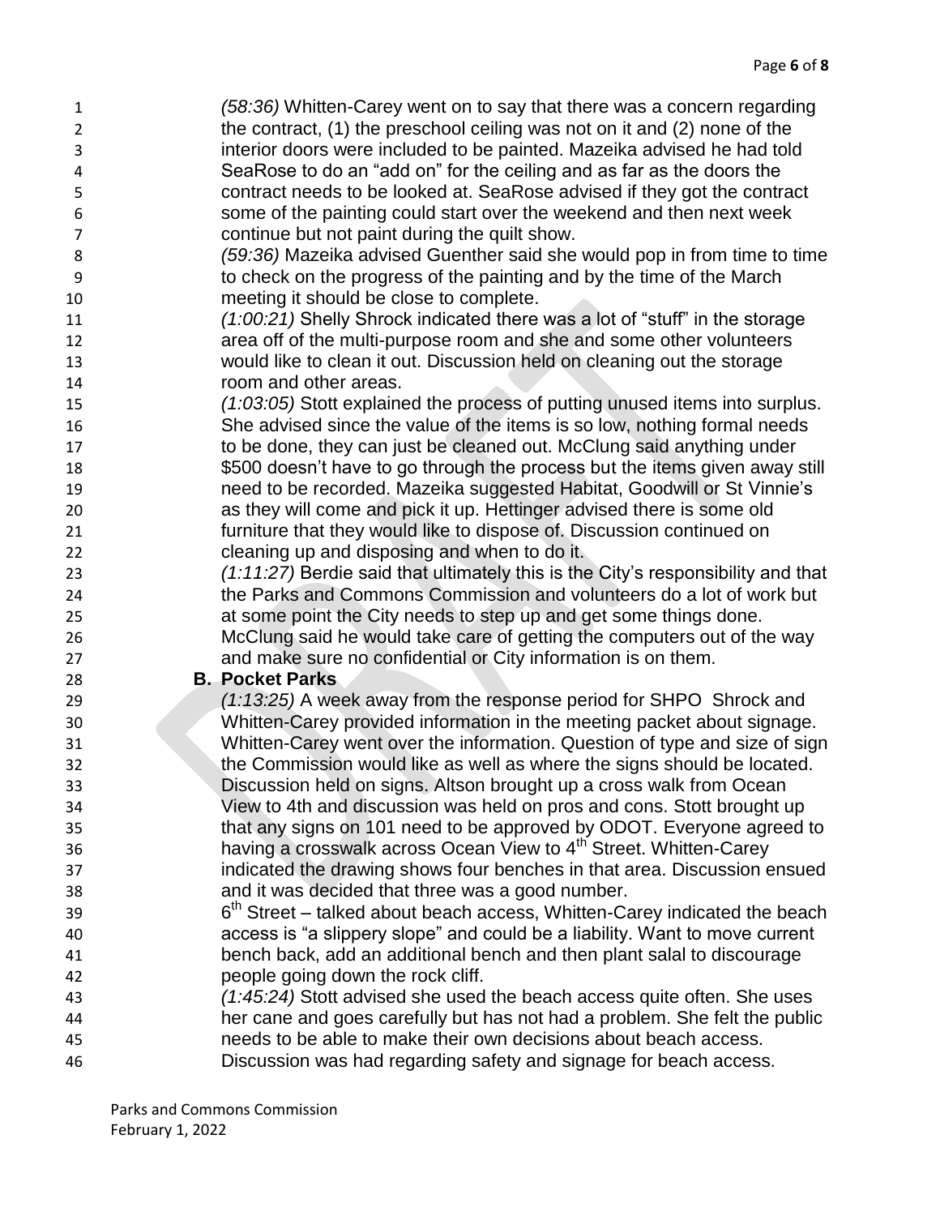(58:36) Whitten-Carey went on to say that there was a concern regarding the contract, (1) the preschool ceiling was not on it and (2) none of the interior doors were included to be painted. Mazeika advised he had told SeaRose to do an "add on" for the ceiling and as far as the doors the contract needs to be looked at. SeaRose advised if they got the contract some of the painting could start over the weekend and then next week continue but not paint during the quilt show.

*(59:36)* Mazeika advised Guenther said she would pop in from time to time to check on the progress of the painting and by the time of the March meeting it should be close to complete.

*(1:00:21)* Shelly Shrock indicated there was a lot of "stuff" in the storage area off of the multi-purpose room and she and some other volunteers would like to clean it out. Discussion held on cleaning out the storage room and other areas.

*(1:03:05)* Stott explained the process of putting unused items into surplus. She advised since the value of the items is so low, nothing formal needs to be done, they can just be cleaned out. McClung said anything under $500 doesn't have to go through the process but the items given away still need to be recorded. Mazeika suggested Habitat, Goodwill or St Vinnie's as they will come and pick it up. Hettinger advised there is some old furniture that they would like to dispose of. Discussion continued on cleaning up and disposing and when to do it.

*(1:11:27)* Berdie said that ultimately this is the City's responsibility and that the Parks and Commons Commission and volunteers do a lot of work but at some point the City needs to step up and get some things done. McClung said he would take care of getting the computers out of the way and make sure no confidential or City information is on them.

**B. Pocket Parks**

*(1:13:25)* A week away from the response period for SHPO Shrock and Whitten-Carey provided information in the meeting packet about signage. Whitten-Carey went over the information. Question of type and size of sign the Commission would like as well as where the signs should be located. Discussion held on signs. Altson brought up a cross walk from Ocean View to 4th and discussion was held on pros and cons. Stott brought up that any signs on 101 need to be approved by ODOT. Everyone agreed to having a crosswalk across Ocean View to 4th Street. Whitten-Carey indicated the drawing shows four benches in that area. Discussion ensued and it was decided that three was a good number.

6th Street – talked about beach access, Whitten-Carey indicated the beach access is "a slippery slope" and could be a liability. Want to move current bench back, add an additional bench and then plant salal to discourage people going down the rock cliff.

*(1:45:24)* Stott advised she used the beach access quite often. She uses her cane and goes carefully but has not had a problem. She felt the public needs to be able to make their own decisions about beach access. Discussion was had regarding safety and signage for beach access.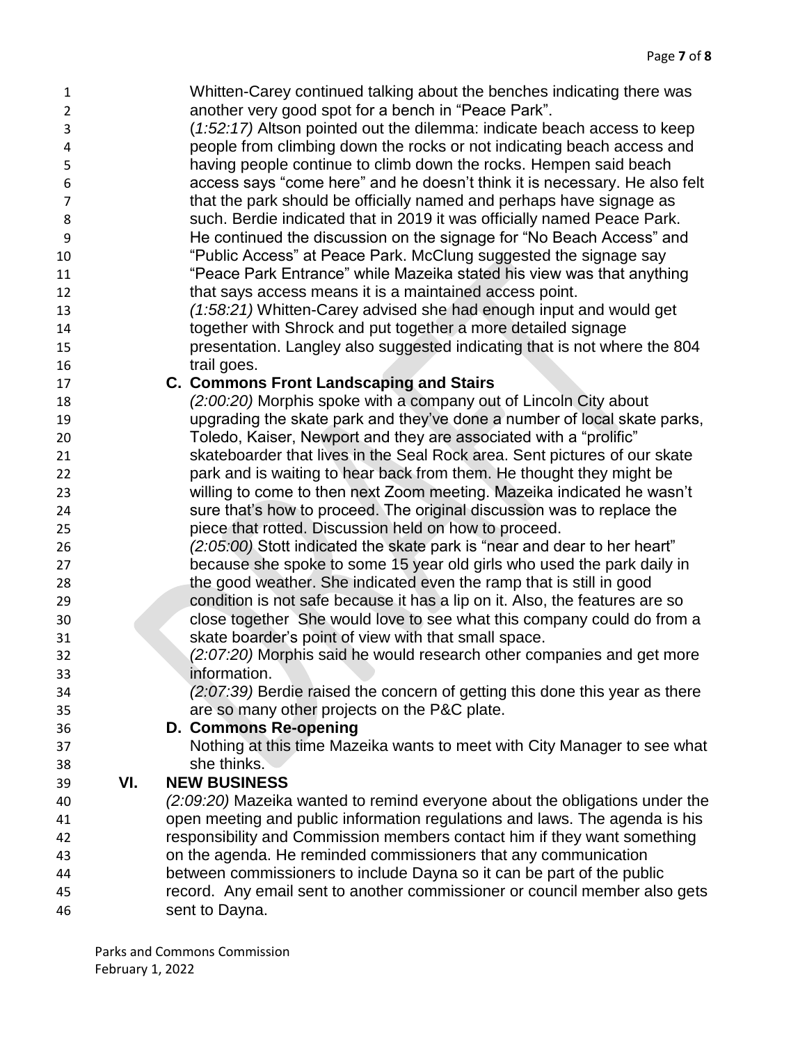Whitten-Carey continued talking about the benches indicating there was another very good spot for a bench in "Peace Park".

(*1:52:17)* Altson pointed out the dilemma: indicate beach access to keep people from climbing down the rocks or not indicating beach access and having people continue to climb down the rocks. Hempen said beach access says "come here" and he doesn't think it is necessary. He also felt that the park should be officially named and perhaps have signage as such. Berdie indicated that in 2019 it was officially named Peace Park. He continued the discussion on the signage for "No Beach Access" and "Public Access" at Peace Park. McClung suggested the signage say "Peace Park Entrance" while Mazeika stated his view was that anything that says access means it is a maintained access point.

*(1:58:21)* Whitten-Carey advised she had enough input and would get together with Shrock and put together a more detailed signage presentation. Langley also suggested indicating that is not where the 804 trail goes.

**C. Commons Front Landscaping and Stairs**

*(2:00:20)* Morphis spoke with a company out of Lincoln City about upgrading the skate park and they've done a number of local skate parks, Toledo, Kaiser, Newport and they are associated with a "prolific" skateboarder that lives in the Seal Rock area. Sent pictures of our skate park and is waiting to hear back from them. He thought they might be willing to come to then next Zoom meeting. Mazeika indicated he wasn't sure that's how to proceed. The original discussion was to replace the piece that rotted. Discussion held on how to proceed.

*(2:05:00)* Stott indicated the skate park is "near and dear to her heart" because she spoke to some 15 year old girls who used the park daily in the good weather. She indicated even the ramp that is still in good condition is not safe because it has a lip on it. Also, the features are so close together She would love to see what this company could do from a skate boarder's point of view with that small space.

*(2:07:20)* Morphis said he would research other companies and get more information.

*(2:07:39)* Berdie raised the concern of getting this done this year as there are so many other projects on the P&C plate.

**D. Commons Re-opening**

Nothing at this time Mazeika wants to meet with City Manager to see what she thinks.

## VI. NEW BUSINESS

*(2:09:20)* Mazeika wanted to remind everyone about the obligations under the open meeting and public information regulations and laws. The agenda is his responsibility and Commission members contact him if they want something on the agenda. He reminded commissioners that any communication between commissioners to include Dayna so it can be part of the public record. Any email sent to another commissioner or council member also gets sent to Dayna.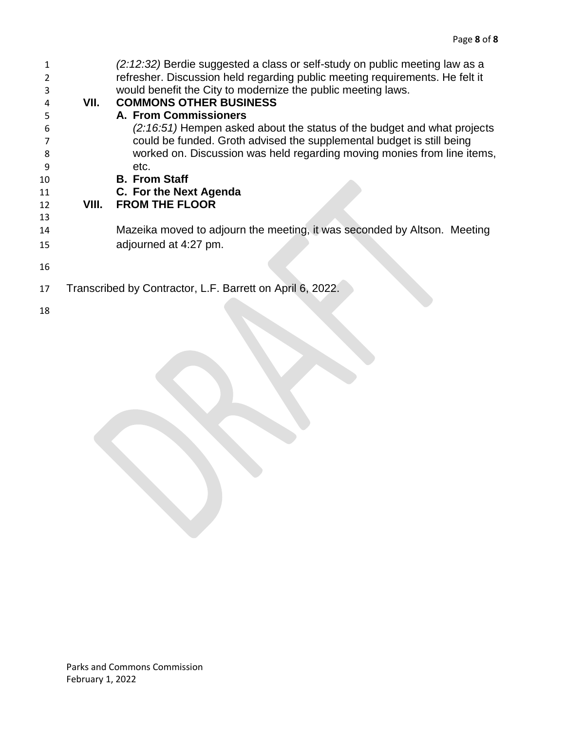*(2:12:32)* Berdie suggested a class or self-study on public meeting law as a refresher. Discussion held regarding public meeting requirements. He felt it would benefit the City to modernize the public meeting laws.

## VII. COMMONS OTHER BUSINESS

### A. From Commissioners

*(2:16:51)* Hempen asked about the status of the budget and what projects could be funded. Groth advised the supplemental budget is still being worked on. Discussion was held regarding moving monies from line items, etc.

### B. From Staff

### C. For the Next Agenda

## VIII. FROM THE FLOOR

Mazeika moved to adjourn the meeting, it was seconded by Altson. Meeting adjourned at 4:27 pm.

Transcribed by Contractor, L.F. Barrett on April 6, 2022.